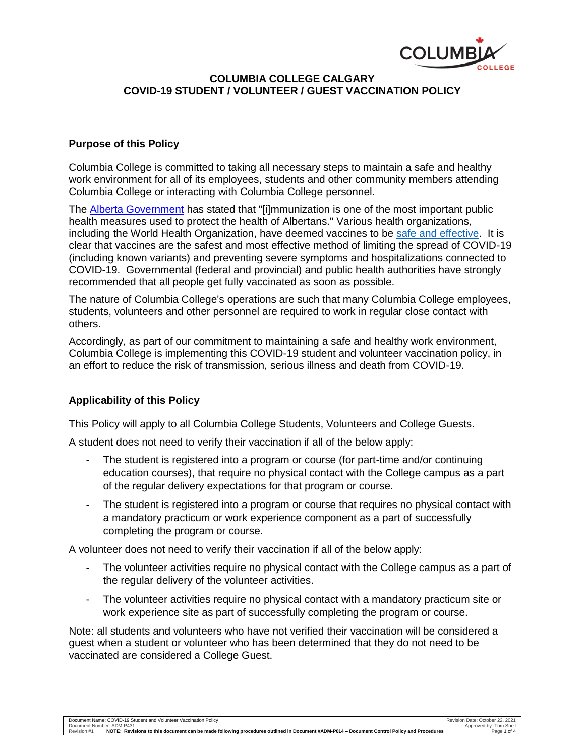# COLUMBIA COLLEGE CALGARY
# COVID-19 STUDENT / VOLUNTEER / GUEST VACCINATION POLICY

## Purpose of this Policy

Columbia College is committed to taking all necessary steps to maintain a safe and healthy work environment for all of its employees, students and other community members attending Columbia College or interacting with Columbia College personnel.

The Alberta Government has stated that "[i]mmunization is one of the most important public health measures used to protect the health of Albertans." Various health organizations, including the World Health Organization, have deemed vaccines to be safe and effective. It is clear that vaccines are the safest and most effective method of limiting the spread of COVID-19 (including known variants) and preventing severe symptoms and hospitalizations connected to COVID-19. Governmental (federal and provincial) and public health authorities have strongly recommended that all people get fully vaccinated as soon as possible.

The nature of Columbia College's operations are such that many Columbia College employees, students, volunteers and other personnel are required to work in regular close contact with others.

Accordingly, as part of our commitment to maintaining a safe and healthy work environment, Columbia College is implementing this COVID-19 student and volunteer vaccination policy, in an effort to reduce the risk of transmission, serious illness and death from COVID-19.

## Applicability of this Policy

This Policy will apply to all Columbia College Students, Volunteers and College Guests.

A student does not need to verify their vaccination if all of the below apply:

- The student is registered into a program or course (for part-time and/or continuing education courses), that require no physical contact with the College campus as a part of the regular delivery expectations for that program or course.
- The student is registered into a program or course that requires no physical contact with a mandatory practicum or work experience component as a part of successfully completing the program or course.

A volunteer does not need to verify their vaccination if all of the below apply:

- The volunteer activities require no physical contact with the College campus as a part of the regular delivery of the volunteer activities.
- The volunteer activities require no physical contact with a mandatory practicum site or work experience site as part of successfully completing the program or course.

Note: all students and volunteers who have not verified their vaccination will be considered a guest when a student or volunteer who has been determined that they do not need to be vaccinated are considered a College Guest.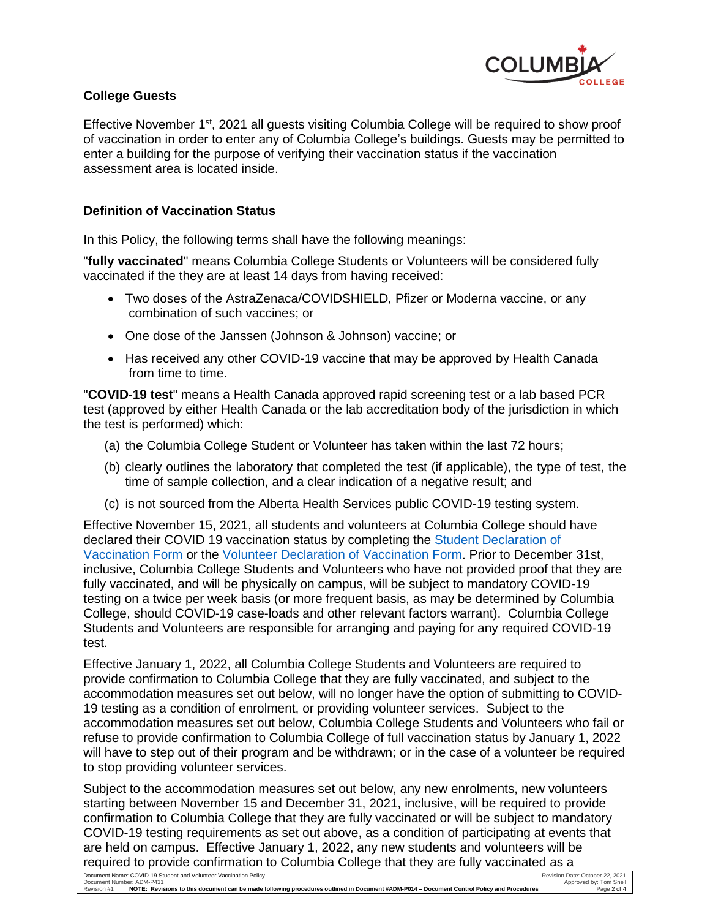### College Guests

Effective November 1st, 2021 all guests visiting Columbia College will be required to show proof of vaccination in order to enter any of Columbia College's buildings. Guests may be permitted to enter a building for the purpose of verifying their vaccination status if the vaccination assessment area is located inside.

### Definition of Vaccination Status

In this Policy, the following terms shall have the following meanings:

"**fully vaccinated**" means Columbia College Students or Volunteers will be considered fully vaccinated if the they are at least 14 days from having received:

- Two doses of the AstraZenaca/COVIDSHIELD, Pfizer or Moderna vaccine, or any combination of such vaccines; or
- One dose of the Janssen (Johnson & Johnson) vaccine; or
- Has received any other COVID-19 vaccine that may be approved by Health Canada from time to time.

"**COVID-19 test**" means a Health Canada approved rapid screening test or a lab based PCR test (approved by either Health Canada or the lab accreditation body of the jurisdiction in which the test is performed) which:

(a) the Columbia College Student or Volunteer has taken within the last 72 hours;

(b) clearly outlines the laboratory that completed the test (if applicable), the type of test, the time of sample collection, and a clear indication of a negative result; and

(c) is not sourced from the Alberta Health Services public COVID-19 testing system.

Effective November 15, 2021, all students and volunteers at Columbia College should have declared their COVID 19 vaccination status by completing the Student Declaration of Vaccination Form or the Volunteer Declaration of Vaccination Form. Prior to December 31st, inclusive, Columbia College Students and Volunteers who have not provided proof that they are fully vaccinated, and will be physically on campus, will be subject to mandatory COVID-19 testing on a twice per week basis (or more frequent basis, as may be determined by Columbia College, should COVID-19 case-loads and other relevant factors warrant). Columbia College Students and Volunteers are responsible for arranging and paying for any required COVID-19 test.

Effective January 1, 2022, all Columbia College Students and Volunteers are required to provide confirmation to Columbia College that they are fully vaccinated, and subject to the accommodation measures set out below, will no longer have the option of submitting to COVID-19 testing as a condition of enrolment, or providing volunteer services. Subject to the accommodation measures set out below, Columbia College Students and Volunteers who fail or refuse to provide confirmation to Columbia College of full vaccination status by January 1, 2022 will have to step out of their program and be withdrawn; or in the case of a volunteer be required to stop providing volunteer services.

Subject to the accommodation measures set out below, any new enrolments, new volunteers starting between November 15 and December 31, 2021, inclusive, will be required to provide confirmation to Columbia College that they are fully vaccinated or will be subject to mandatory COVID-19 testing requirements as set out above, as a condition of participating at events that are held on campus. Effective January 1, 2022, any new students and volunteers will be required to provide confirmation to Columbia College that they are fully vaccinated as a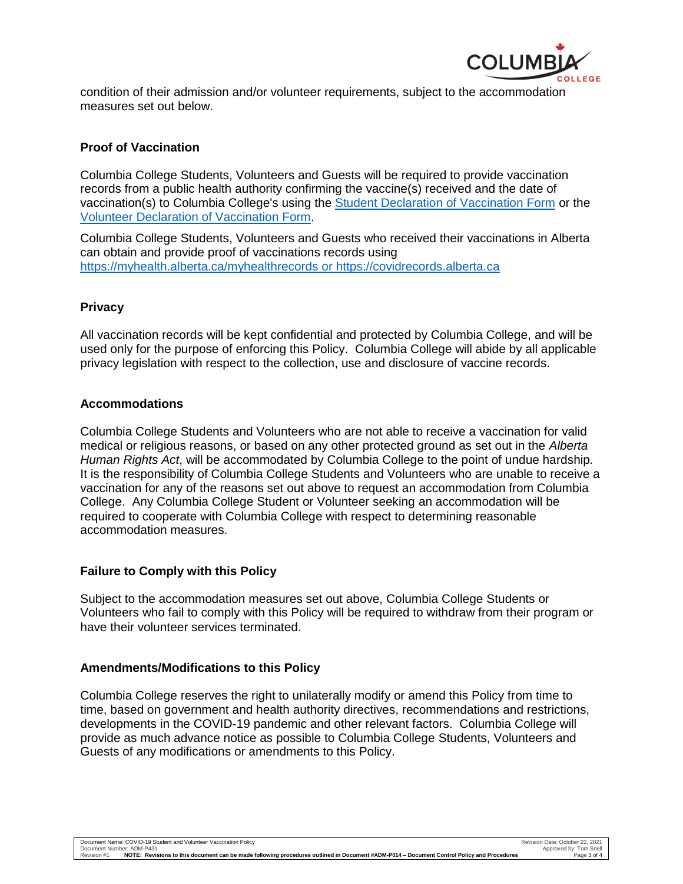condition of their admission and/or volunteer requirements, subject to the accommodation measures set out below.

## Proof of Vaccination

Columbia College Students, Volunteers and Guests will be required to provide vaccination records from a public health authority confirming the vaccine(s) received and the date of vaccination(s) to Columbia College's using the [Student Declaration of Vaccination Form](#) or the [Volunteer Declaration of Vaccination Form](#).

Columbia College Students, Volunteers and Guests who received their vaccinations in Alberta can obtain and provide proof of vaccinations records using https://myhealth.alberta.ca/myhealthrecords or https://covidrecords.alberta.ca

## Privacy

All vaccination records will be kept confidential and protected by Columbia College, and will be used only for the purpose of enforcing this Policy. Columbia College will abide by all applicable privacy legislation with respect to the collection, use and disclosure of vaccine records.

## Accommodations

Columbia College Students and Volunteers who are not able to receive a vaccination for valid medical or religious reasons, or based on any other protected ground as set out in the *Alberta Human Rights Act*, will be accommodated by Columbia College to the point of undue hardship. It is the responsibility of Columbia College Students and Volunteers who are unable to receive a vaccination for any of the reasons set out above to request an accommodation from Columbia College. Any Columbia College Student or Volunteer seeking an accommodation will be required to cooperate with Columbia College with respect to determining reasonable accommodation measures.

## Failure to Comply with this Policy

Subject to the accommodation measures set out above, Columbia College Students or Volunteers who fail to comply with this Policy will be required to withdraw from their program or have their volunteer services terminated.

## Amendments/Modifications to this Policy

Columbia College reserves the right to unilaterally modify or amend this Policy from time to time, based on government and health authority directives, recommendations and restrictions, developments in the COVID-19 pandemic and other relevant factors. Columbia College will provide as much advance notice as possible to Columbia College Students, Volunteers and Guests of any modifications or amendments to this Policy.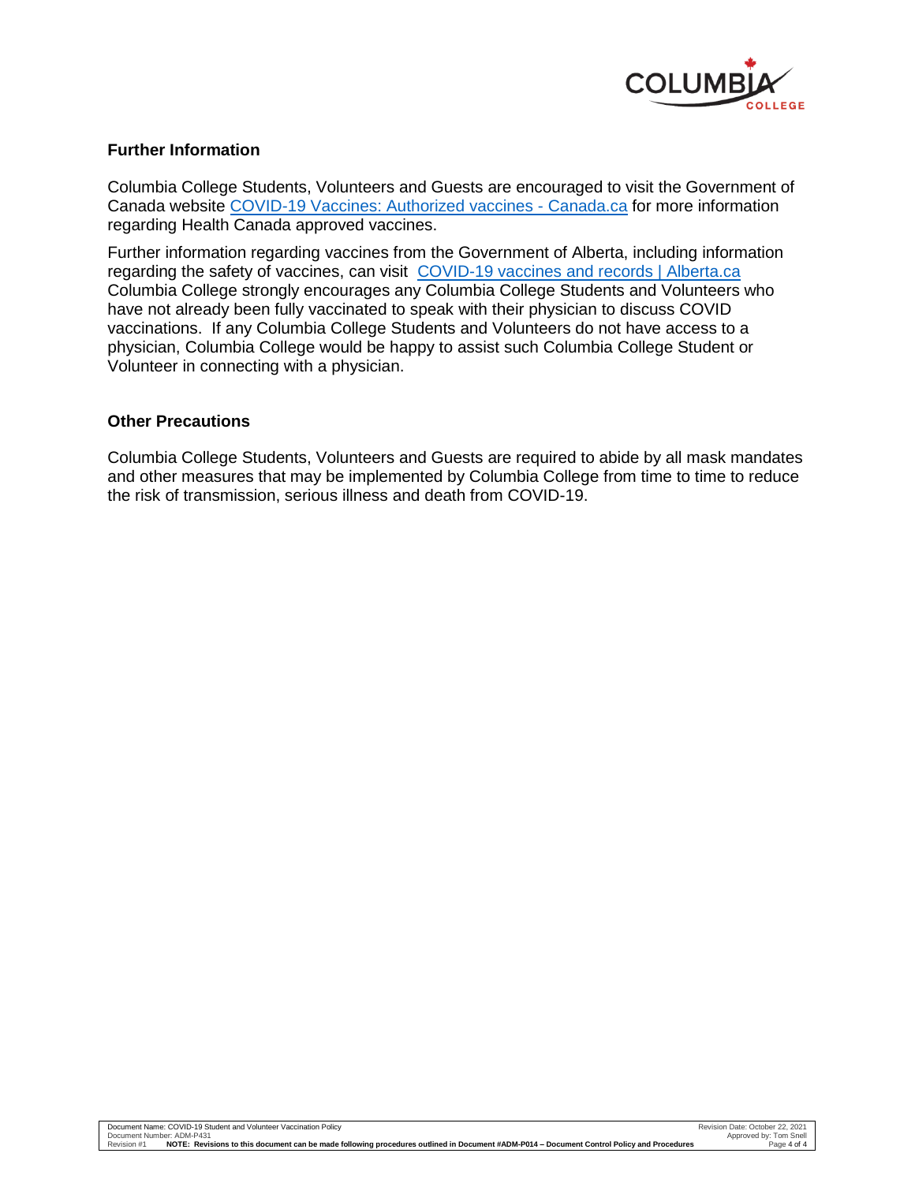## Further Information

Columbia College Students, Volunteers and Guests are encouraged to visit the Government of Canada website [COVID-19 Vaccines: Authorized vaccines - Canada.ca] for more information regarding Health Canada approved vaccines.

Further information regarding vaccines from the Government of Alberta, including information regarding the safety of vaccines, can visit [COVID-19 vaccines and records | Alberta.ca] Columbia College strongly encourages any Columbia College Students and Volunteers who have not already been fully vaccinated to speak with their physician to discuss COVID vaccinations. If any Columbia College Students and Volunteers do not have access to a physician, Columbia College would be happy to assist such Columbia College Student or Volunteer in connecting with a physician.

## Other Precautions

Columbia College Students, Volunteers and Guests are required to abide by all mask mandates and other measures that may be implemented by Columbia College from time to time to reduce the risk of transmission, serious illness and death from COVID-19.